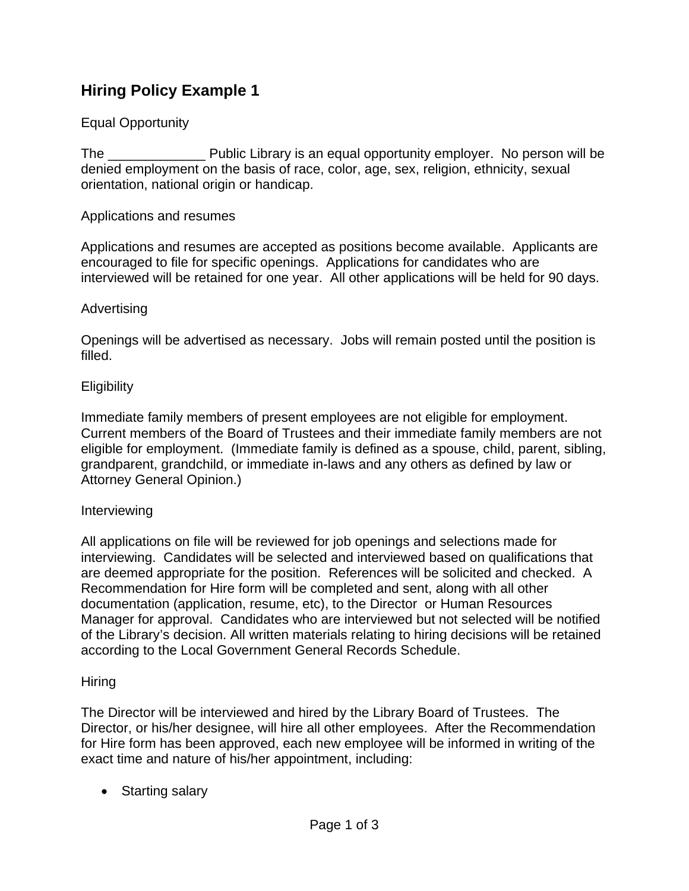# Hiring Policy Example 1

Equal Opportunity

The _____________ Public Library is an equal opportunity employer. No person will be denied employment on the basis of race, color, age, sex, religion, ethnicity, sexual orientation, national origin or handicap.

Applications and resumes

Applications and resumes are accepted as positions become available. Applicants are encouraged to file for specific openings. Applications for candidates who are interviewed will be retained for one year. All other applications will be held for 90 days.

Advertising

Openings will be advertised as necessary. Jobs will remain posted until the position is filled.

Eligibility

Immediate family members of present employees are not eligible for employment. Current members of the Board of Trustees and their immediate family members are not eligible for employment. (Immediate family is defined as a spouse, child, parent, sibling, grandparent, grandchild, or immediate in-laws and any others as defined by law or Attorney General Opinion.)

Interviewing

All applications on file will be reviewed for job openings and selections made for interviewing. Candidates will be selected and interviewed based on qualifications that are deemed appropriate for the position. References will be solicited and checked. A Recommendation for Hire form will be completed and sent, along with all other documentation (application, resume, etc), to the Director or Human Resources Manager for approval. Candidates who are interviewed but not selected will be notified of the Library's decision. All written materials relating to hiring decisions will be retained according to the Local Government General Records Schedule.

Hiring

The Director will be interviewed and hired by the Library Board of Trustees. The Director, or his/her designee, will hire all other employees. After the Recommendation for Hire form has been approved, each new employee will be informed in writing of the exact time and nature of his/her appointment, including:

- Starting salary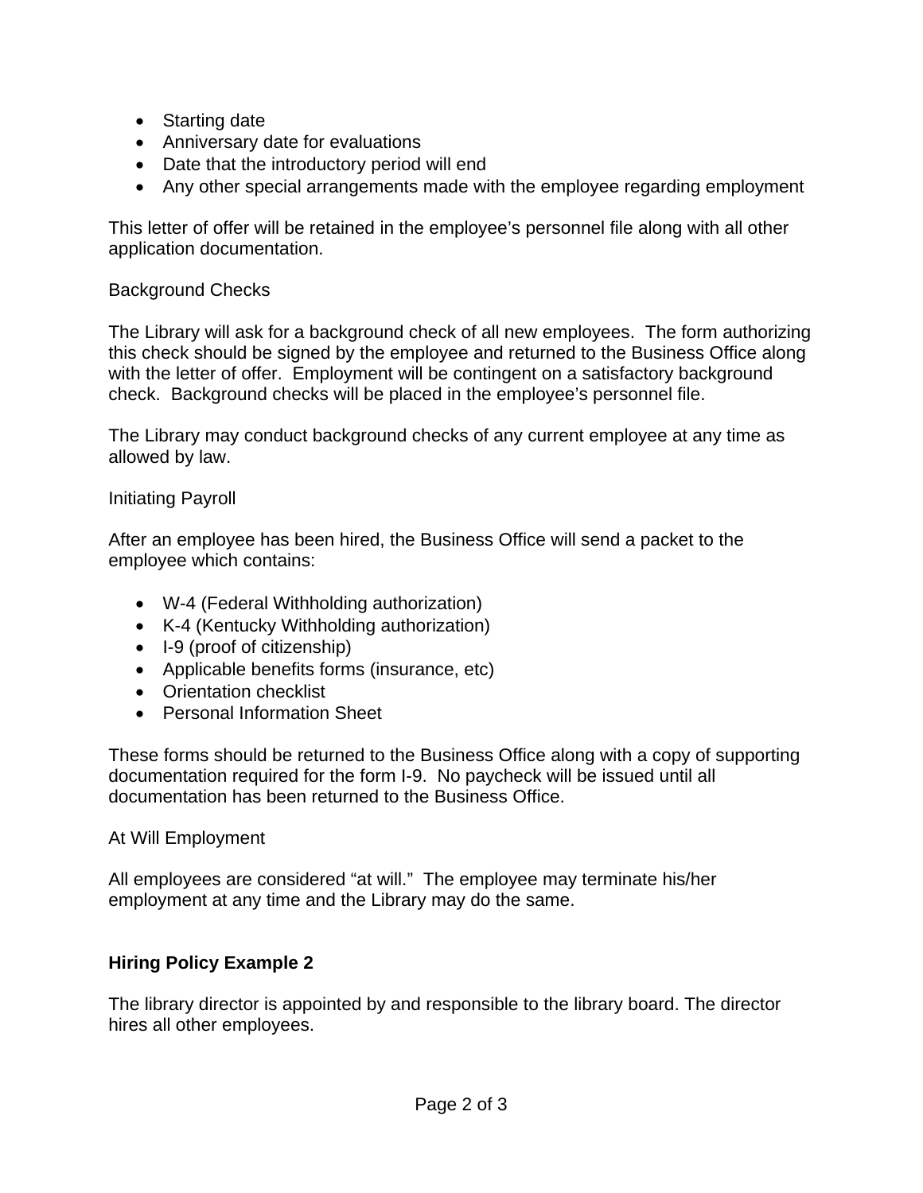- Starting date
- Anniversary date for evaluations
- Date that the introductory period will end
- Any other special arrangements made with the employee regarding employment

This letter of offer will be retained in the employee's personnel file along with all other application documentation.

Background Checks

The Library will ask for a background check of all new employees. The form authorizing this check should be signed by the employee and returned to the Business Office along with the letter of offer. Employment will be contingent on a satisfactory background check. Background checks will be placed in the employee's personnel file.

The Library may conduct background checks of any current employee at any time as allowed by law.

Initiating Payroll

After an employee has been hired, the Business Office will send a packet to the employee which contains:

- W-4 (Federal Withholding authorization)
- K-4 (Kentucky Withholding authorization)
- I-9 (proof of citizenship)
- Applicable benefits forms (insurance, etc)
- Orientation checklist
- Personal Information Sheet

These forms should be returned to the Business Office along with a copy of supporting documentation required for the form I-9. No paycheck will be issued until all documentation has been returned to the Business Office.

At Will Employment

All employees are considered "at will." The employee may terminate his/her employment at any time and the Library may do the same.

**Hiring Policy Example 2**

The library director is appointed by and responsible to the library board. The director hires all other employees.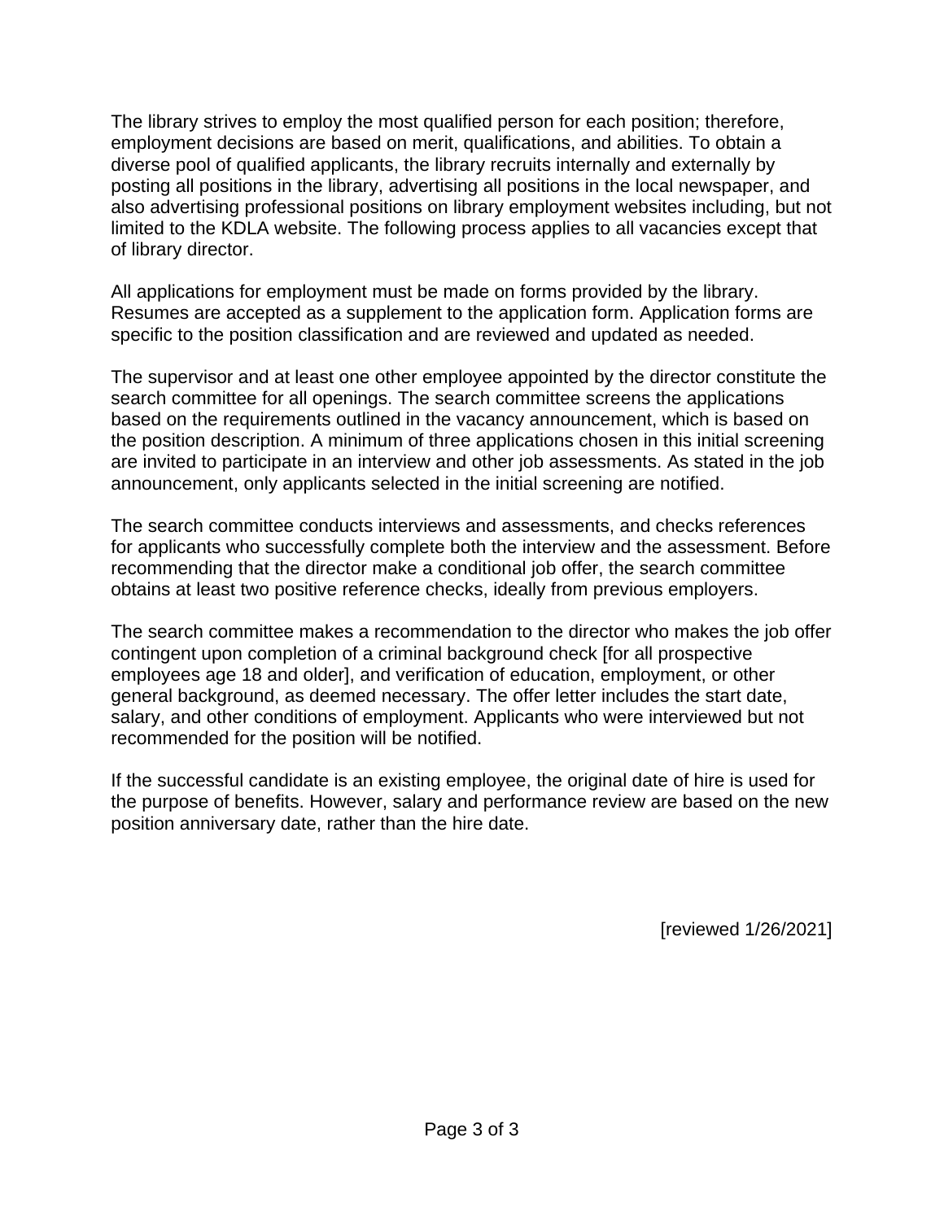The library strives to employ the most qualified person for each position; therefore, employment decisions are based on merit, qualifications, and abilities. To obtain a diverse pool of qualified applicants, the library recruits internally and externally by posting all positions in the library, advertising all positions in the local newspaper, and also advertising professional positions on library employment websites including, but not limited to the KDLA website. The following process applies to all vacancies except that of library director.

All applications for employment must be made on forms provided by the library. Resumes are accepted as a supplement to the application form. Application forms are specific to the position classification and are reviewed and updated as needed.

The supervisor and at least one other employee appointed by the director constitute the search committee for all openings. The search committee screens the applications based on the requirements outlined in the vacancy announcement, which is based on the position description. A minimum of three applications chosen in this initial screening are invited to participate in an interview and other job assessments. As stated in the job announcement, only applicants selected in the initial screening are notified.

The search committee conducts interviews and assessments, and checks references for applicants who successfully complete both the interview and the assessment. Before recommending that the director make a conditional job offer, the search committee obtains at least two positive reference checks, ideally from previous employers.

The search committee makes a recommendation to the director who makes the job offer contingent upon completion of a criminal background check [for all prospective employees age 18 and older], and verification of education, employment, or other general background, as deemed necessary. The offer letter includes the start date, salary, and other conditions of employment. Applicants who were interviewed but not recommended for the position will be notified.

If the successful candidate is an existing employee, the original date of hire is used for the purpose of benefits. However, salary and performance review are based on the new position anniversary date, rather than the hire date.

[reviewed 1/26/2021]